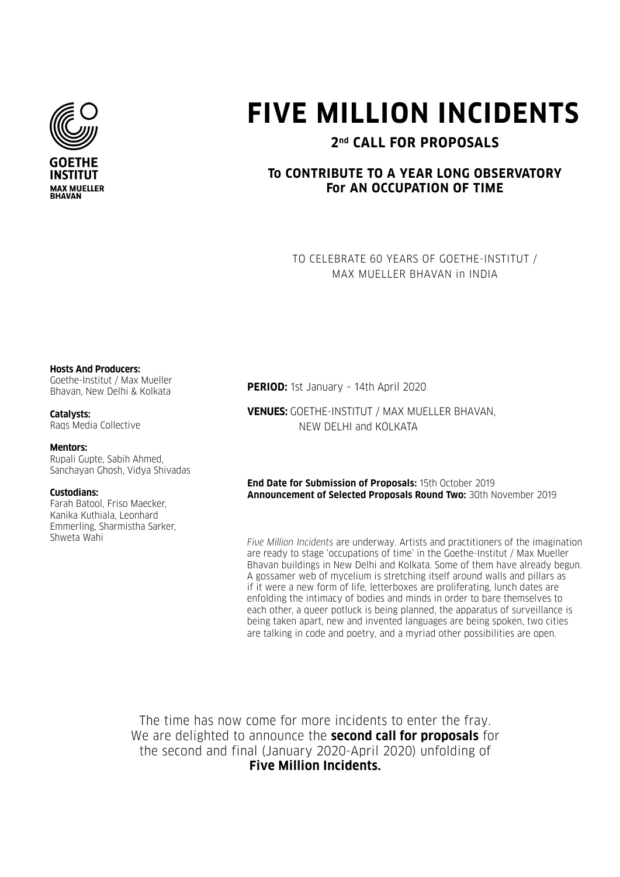GOETHE INSTITUT
MAX MUELLER BHAVAN

# FIVE MILLION INCIDENTS

## 2nd CALL FOR PROPOSALS

### To CONTRIBUTE TO A YEAR LONG OBSERVATORY For AN OCCUPATION OF TIME

TO CELEBRATE 60 YEARS OF GOETHE-INSTITUT / MAX MUELLER BHAVAN in INDIA

**Hosts And Producers:**
Goethe-Institut / Max Mueller Bhavan, New Delhi & Kolkata

**Catalysts:**
Raqs Media Collective

**Mentors:**
Rupali Gupte, Sabih Ahmed, Sanchayan Ghosh, Vidya Shivadas

**Custodians:**
Farah Batool, Friso Maecker, Kanika Kuthiala, Leonhard Emmerling, Sharmistha Sarker, Shweta Wahi

**PERIOD:** 1st January – 14th April 2020

**VENUES:** GOETHE-INSTITUT / MAX MUELLER BHAVAN, NEW DELHI and KOLKATA

**End Date for Submission of Proposals:** 15th October 2019
**Announcement of Selected Proposals Round Two:** 30th November 2019

*Five Million Incidents* are underway. Artists and practitioners of the imagination are ready to stage 'occupations of time' in the Goethe-Institut / Max Mueller Bhavan buildings in New Delhi and Kolkata. Some of them have already begun. A gossamer web of mycelium is stretching itself around walls and pillars as if it were a new form of life, letterboxes are proliferating, lunch dates are enfolding the intimacy of bodies and minds in order to bare themselves to each other, a queer potluck is being planned, the apparatus of surveillance is being taken apart, new and invented languages are being spoken, two cities are talking in code and poetry, and a myriad other possibilities are open.

The time has now come for more incidents to enter the fray. We are delighted to announce the **second call for proposals** for the second and final (January 2020-April 2020) unfolding of **Five Million Incidents.**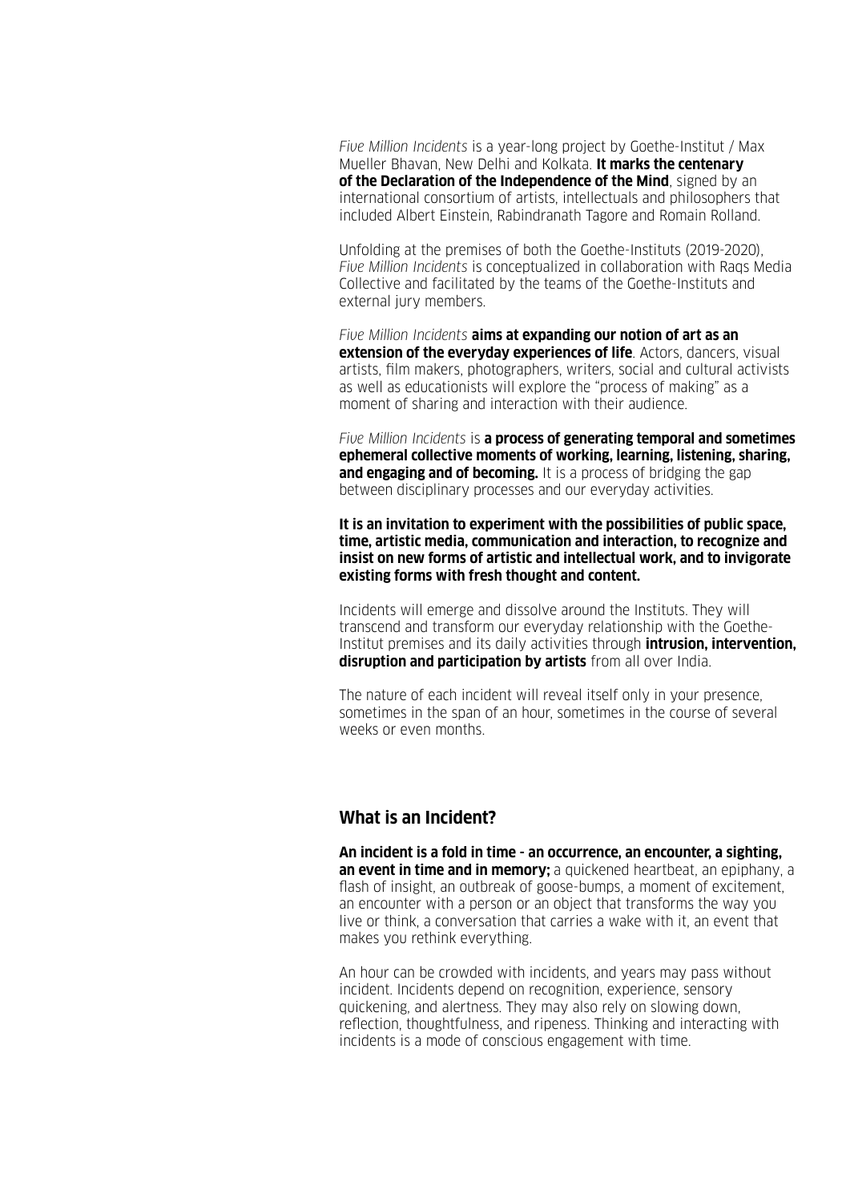*Five Million Incidents* is a year-long project by Goethe-Institut / Max Mueller Bhavan, New Delhi and Kolkata. **It marks the centenary of the Declaration of the Independence of the Mind**, signed by an international consortium of artists, intellectuals and philosophers that included Albert Einstein, Rabindranath Tagore and Romain Rolland.

Unfolding at the premises of both the Goethe-Instituts (2019-2020), *Five Million Incidents* is conceptualized in collaboration with Raqs Media Collective and facilitated by the teams of the Goethe-Instituts and external jury members.

*Five Million Incidents* **aims at expanding our notion of art as an extension of the everyday experiences of life**. Actors, dancers, visual artists, film makers, photographers, writers, social and cultural activists as well as educationists will explore the "process of making" as a moment of sharing and interaction with their audience.

*Five Million Incidents* is **a process of generating temporal and sometimes ephemeral collective moments of working, learning, listening, sharing, and engaging and of becoming.** It is a process of bridging the gap between disciplinary processes and our everyday activities.

**It is an invitation to experiment with the possibilities of public space, time, artistic media, communication and interaction, to recognize and insist on new forms of artistic and intellectual work, and to invigorate existing forms with fresh thought and content.**

Incidents will emerge and dissolve around the Instituts. They will transcend and transform our everyday relationship with the Goethe-Institut premises and its daily activities through **intrusion, intervention, disruption and participation by artists** from all over India.

The nature of each incident will reveal itself only in your presence, sometimes in the span of an hour, sometimes in the course of several weeks or even months.

## What is an Incident?

**An incident is a fold in time - an occurrence, an encounter, a sighting, an event in time and in memory;** a quickened heartbeat, an epiphany, a flash of insight, an outbreak of goose-bumps, a moment of excitement, an encounter with a person or an object that transforms the way you live or think, a conversation that carries a wake with it, an event that makes you rethink everything.

An hour can be crowded with incidents, and years may pass without incident. Incidents depend on recognition, experience, sensory quickening, and alertness. They may also rely on slowing down, reflection, thoughtfulness, and ripeness. Thinking and interacting with incidents is a mode of conscious engagement with time.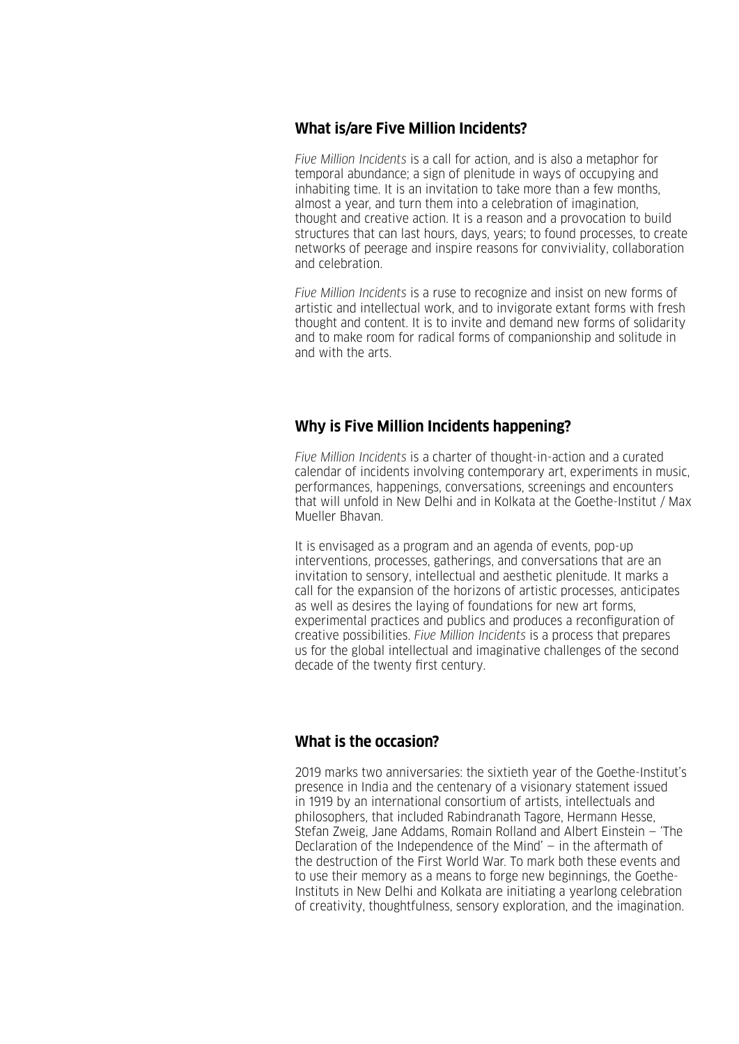## What is/are Five Million Incidents?

*Five Million Incidents* is a call for action, and is also a metaphor for temporal abundance; a sign of plenitude in ways of occupying and inhabiting time. It is an invitation to take more than a few months, almost a year, and turn them into a celebration of imagination, thought and creative action. It is a reason and a provocation to build structures that can last hours, days, years; to found processes, to create networks of peerage and inspire reasons for conviviality, collaboration and celebration.

*Five Million Incidents* is a ruse to recognize and insist on new forms of artistic and intellectual work, and to invigorate extant forms with fresh thought and content. It is to invite and demand new forms of solidarity and to make room for radical forms of companionship and solitude in and with the arts.

## Why is Five Million Incidents happening?

*Five Million Incidents* is a charter of thought-in-action and a curated calendar of incidents involving contemporary art, experiments in music, performances, happenings, conversations, screenings and encounters that will unfold in New Delhi and in Kolkata at the Goethe-Institut / Max Mueller Bhavan.

It is envisaged as a program and an agenda of events, pop-up interventions, processes, gatherings, and conversations that are an invitation to sensory, intellectual and aesthetic plenitude. It marks a call for the expansion of the horizons of artistic processes, anticipates as well as desires the laying of foundations for new art forms, experimental practices and publics and produces a reconfiguration of creative possibilities. *Five Million Incidents* is a process that prepares us for the global intellectual and imaginative challenges of the second decade of the twenty first century.

## What is the occasion?

2019 marks two anniversaries: the sixtieth year of the Goethe-Institut's presence in India and the centenary of a visionary statement issued in 1919 by an international consortium of artists, intellectuals and philosophers, that included Rabindranath Tagore, Hermann Hesse, Stefan Zweig, Jane Addams, Romain Rolland and Albert Einstein – 'The Declaration of the Independence of the Mind' – in the aftermath of the destruction of the First World War. To mark both these events and to use their memory as a means to forge new beginnings, the Goethe-Instituts in New Delhi and Kolkata are initiating a yearlong celebration of creativity, thoughtfulness, sensory exploration, and the imagination.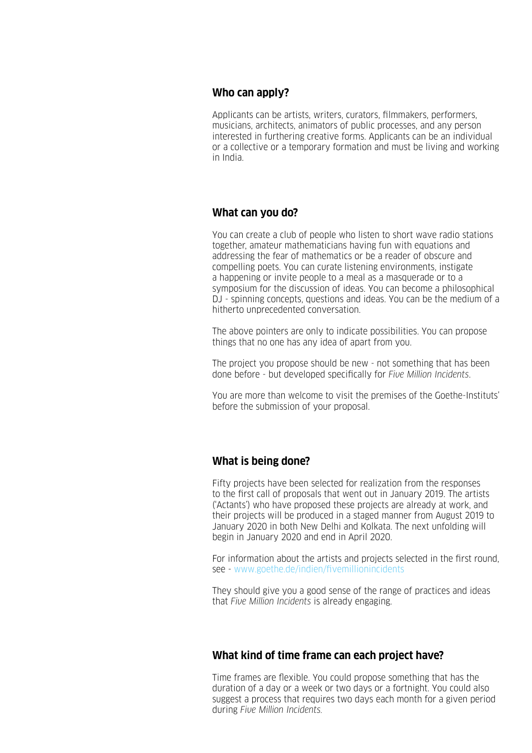## Who can apply?

Applicants can be artists, writers, curators, filmmakers, performers, musicians, architects, animators of public processes, and any person interested in furthering creative forms. Applicants can be an individual or a collective or a temporary formation and must be living and working in India.

## What can you do?

You can create a club of people who listen to short wave radio stations together, amateur mathematicians having fun with equations and addressing the fear of mathematics or be a reader of obscure and compelling poets. You can curate listening environments, instigate a happening or invite people to a meal as a masquerade or to a symposium for the discussion of ideas. You can become a philosophical DJ - spinning concepts, questions and ideas. You can be the medium of a hitherto unprecedented conversation.

The above pointers are only to indicate possibilities. You can propose things that no one has any idea of apart from you.

The project you propose should be new - not something that has been done before - but developed specifically for *Five Million Incidents*.

You are more than welcome to visit the premises of the Goethe-Instituts' before the submission of your proposal.

## What is being done?

Fifty projects have been selected for realization from the responses to the first call of proposals that went out in January 2019. The artists ('Actants') who have proposed these projects are already at work, and their projects will be produced in a staged manner from August 2019 to January 2020 in both New Delhi and Kolkata. The next unfolding will begin in January 2020 and end in April 2020.

For information about the artists and projects selected in the first round, see - www.goethe.de/indien/fivemillionincidents

They should give you a good sense of the range of practices and ideas that *Five Million Incidents* is already engaging.

## What kind of time frame can each project have?

Time frames are flexible. You could propose something that has the duration of a day or a week or two days or a fortnight. You could also suggest a process that requires two days each month for a given period during *Five Million Incidents.*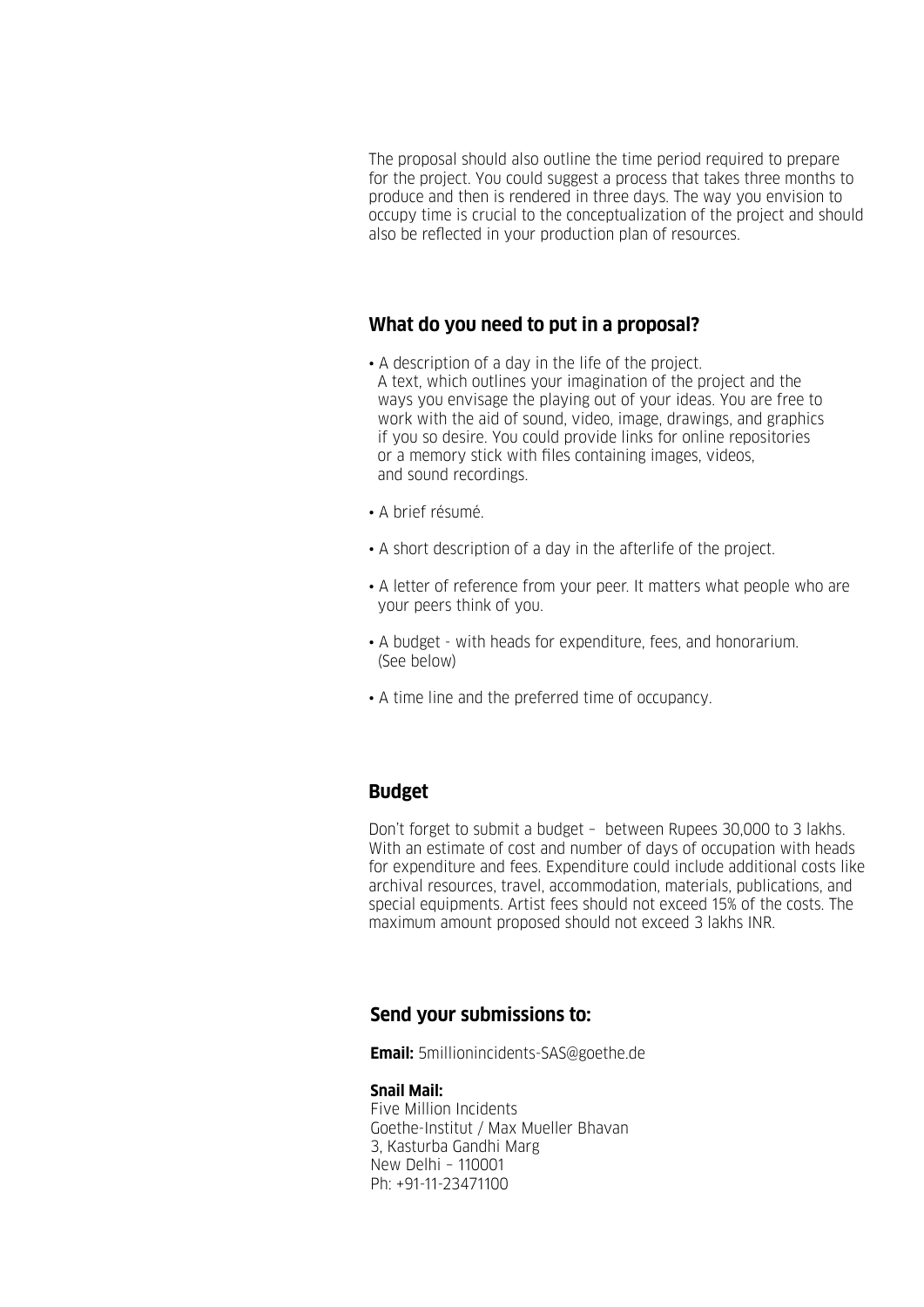The proposal should also outline the time period required to prepare for the project. You could suggest a process that takes three months to produce and then is rendered in three days. The way you envision to occupy time is crucial to the conceptualization of the project and should also be reflected in your production plan of resources.

## What do you need to put in a proposal?

- A description of a day in the life of the project.
  A text, which outlines your imagination of the project and the ways you envisage the playing out of your ideas. You are free to work with the aid of sound, video, image, drawings, and graphics if you so desire. You could provide links for online repositories or a memory stick with files containing images, videos, and sound recordings.
- A brief résumé.
- A short description of a day in the afterlife of the project.
- A letter of reference from your peer. It matters what people who are your peers think of you.
- A budget - with heads for expenditure, fees, and honorarium. (See below)
- A time line and the preferred time of occupancy.

## Budget

Don't forget to submit a budget – between Rupees 30,000 to 3 lakhs. With an estimate of cost and number of days of occupation with heads for expenditure and fees. Expenditure could include additional costs like archival resources, travel, accommodation, materials, publications, and special equipments. Artist fees should not exceed 15% of the costs. The maximum amount proposed should not exceed 3 lakhs INR.

## Send your submissions to:

**Email:** 5millionincidents-SAS@goethe.de

**Snail Mail:**
Five Million Incidents
Goethe-Institut / Max Mueller Bhavan
3, Kasturba Gandhi Marg
New Delhi – 110001
Ph: +91-11-23471100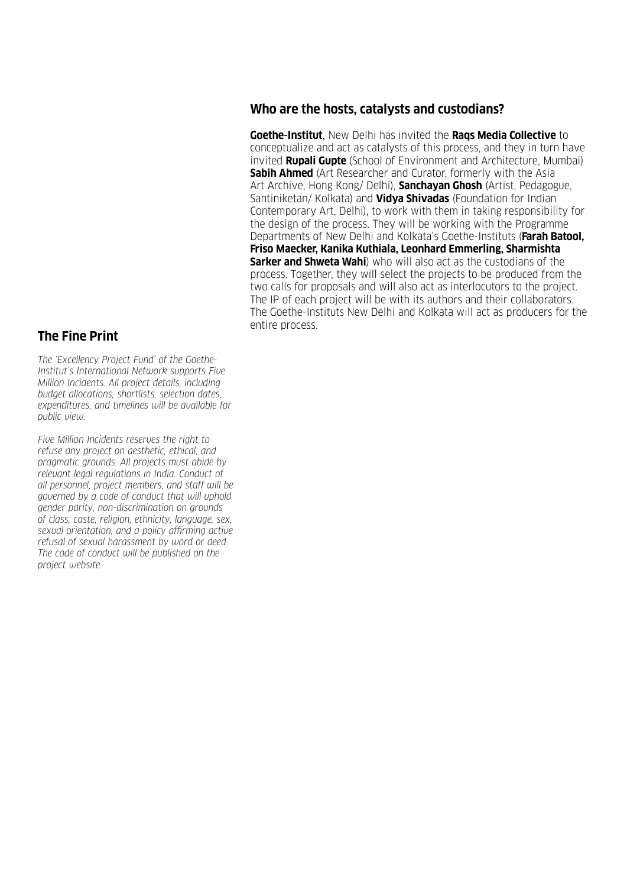## Who are the hosts, catalysts and custodians?

**Goethe-Institut**, New Delhi has invited the **Raqs Media Collective** to conceptualize and act as catalysts of this process, and they in turn have invited **Rupali Gupte** (School of Environment and Architecture, Mumbai) **Sabih Ahmed** (Art Researcher and Curator, formerly with the Asia Art Archive, Hong Kong/ Delhi), **Sanchayan Ghosh** (Artist, Pedagogue, Santiniketan/ Kolkata) and **Vidya Shivadas** (Foundation for Indian Contemporary Art, Delhi), to work with them in taking responsibility for the design of the process. They will be working with the Programme Departments of New Delhi and Kolkata's Goethe-Instituts (**Farah Batool, Friso Maecker, Kanika Kuthiala, Leonhard Emmerling, Sharmishta Sarker and Shweta Wahi**) who will also act as the custodians of the process. Together, they will select the projects to be produced from the two calls for proposals and will also act as interlocutors to the project. The IP of each project will be with its authors and their collaborators. The Goethe-Instituts New Delhi and Kolkata will act as producers for the entire process.

## The Fine Print

*The 'Excellency Project Fund' of the Goethe-Institut's International Network supports Five Million Incidents. All project details, including budget allocations, shortlists, selection dates, expenditures, and timelines will be available for public view.*

*Five Million Incidents reserves the right to refuse any project on aesthetic, ethical, and pragmatic grounds. All projects must abide by relevant legal regulations in India. Conduct of all personnel, project members, and staff will be governed by a code of conduct that will uphold gender parity, non-discrimination on grounds of class, caste, religion, ethnicity, language, sex, sexual orientation, and a policy affirming active refusal of sexual harassment by word or deed. The code of conduct will be published on the project website.*